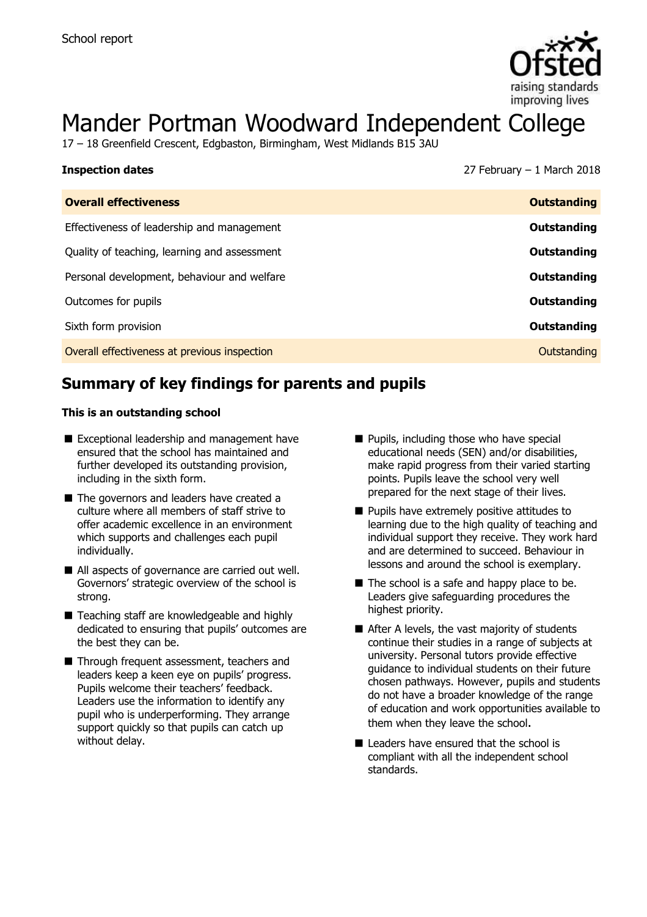School report

# Mander Portman Woodward Independent College

17 – 18 Greenfield Crescent, Edgbaston, Birmingham, West Midlands B15 3AU

**Inspection dates** 27 February – 1 March 2018

| **Overall effectiveness** | **Outstanding** |
|---|---|
| Effectiveness of leadership and management | **Outstanding** |
| Quality of teaching, learning and assessment | **Outstanding** |
| Personal development, behaviour and welfare | **Outstanding** |
| Outcomes for pupils | **Outstanding** |
| Sixth form provision | **Outstanding** |
| Overall effectiveness at previous inspection | Outstanding |

## Summary of key findings for parents and pupils

**This is an outstanding school**

- Exceptional leadership and management have ensured that the school has maintained and further developed its outstanding provision, including in the sixth form.
- The governors and leaders have created a culture where all members of staff strive to offer academic excellence in an environment which supports and challenges each pupil individually.
- All aspects of governance are carried out well. Governors' strategic overview of the school is strong.
- Teaching staff are knowledgeable and highly dedicated to ensuring that pupils' outcomes are the best they can be.
- Through frequent assessment, teachers and leaders keep a keen eye on pupils' progress. Pupils welcome their teachers' feedback. Leaders use the information to identify any pupil who is underperforming. They arrange support quickly so that pupils can catch up without delay.
- Pupils, including those who have special educational needs (SEN) and/or disabilities, make rapid progress from their varied starting points. Pupils leave the school very well prepared for the next stage of their lives.
- Pupils have extremely positive attitudes to learning due to the high quality of teaching and individual support they receive. They work hard and are determined to succeed. Behaviour in lessons and around the school is exemplary.
- The school is a safe and happy place to be. Leaders give safeguarding procedures the highest priority.
- After A levels, the vast majority of students continue their studies in a range of subjects at university. Personal tutors provide effective guidance to individual students on their future chosen pathways. However, pupils and students do not have a broader knowledge of the range of education and work opportunities available to them when they leave the school.
- Leaders have ensured that the school is compliant with all the independent school standards.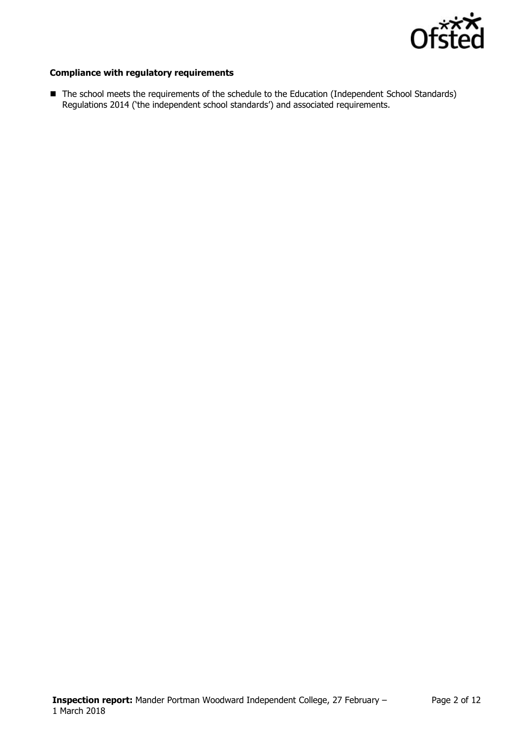**Compliance with regulatory requirements**

- The school meets the requirements of the schedule to the Education (Independent School Standards) Regulations 2014 ('the independent school standards') and associated requirements.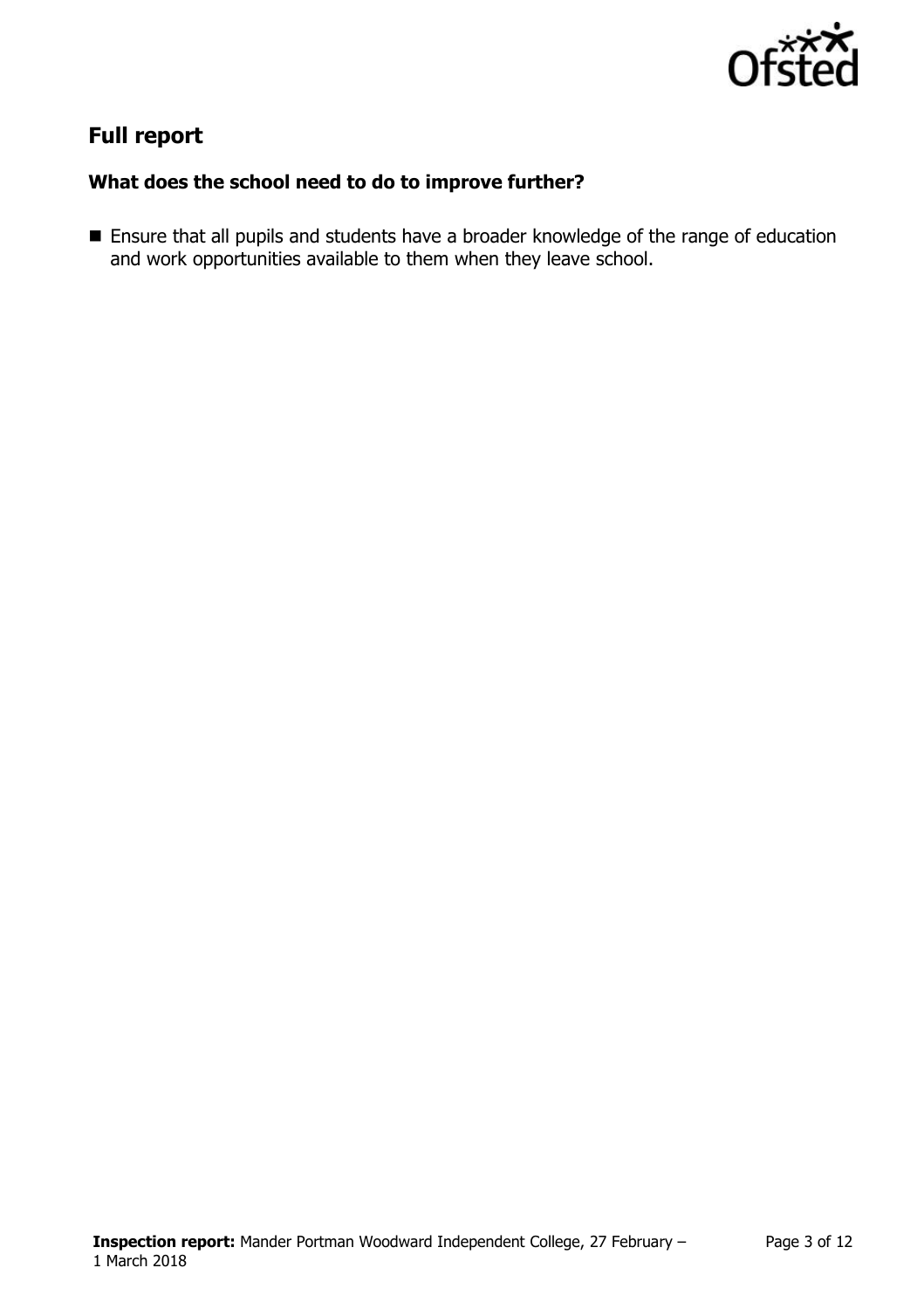## Full report

### What does the school need to do to improve further?

- Ensure that all pupils and students have a broader knowledge of the range of education and work opportunities available to them when they leave school.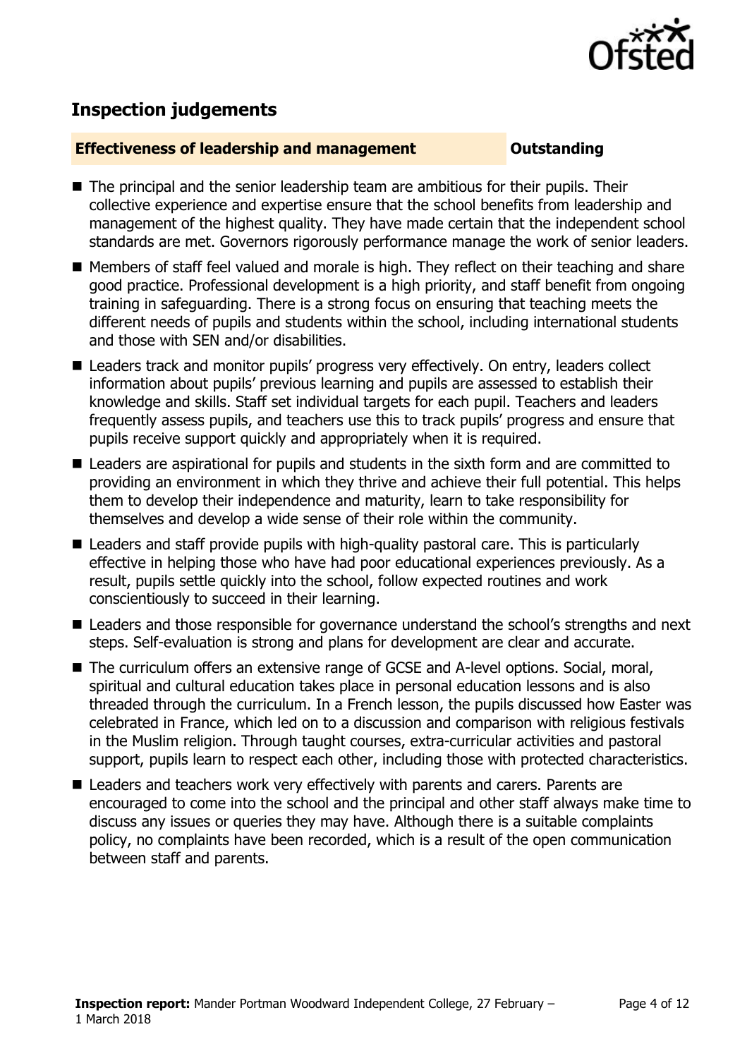## Inspection judgements

**Effectiveness of leadership and management** **Outstanding**

- The principal and the senior leadership team are ambitious for their pupils. Their collective experience and expertise ensure that the school benefits from leadership and management of the highest quality. They have made certain that the independent school standards are met. Governors rigorously performance manage the work of senior leaders.
- Members of staff feel valued and morale is high. They reflect on their teaching and share good practice. Professional development is a high priority, and staff benefit from ongoing training in safeguarding. There is a strong focus on ensuring that teaching meets the different needs of pupils and students within the school, including international students and those with SEN and/or disabilities.
- Leaders track and monitor pupils' progress very effectively. On entry, leaders collect information about pupils' previous learning and pupils are assessed to establish their knowledge and skills. Staff set individual targets for each pupil. Teachers and leaders frequently assess pupils, and teachers use this to track pupils' progress and ensure that pupils receive support quickly and appropriately when it is required.
- Leaders are aspirational for pupils and students in the sixth form and are committed to providing an environment in which they thrive and achieve their full potential. This helps them to develop their independence and maturity, learn to take responsibility for themselves and develop a wide sense of their role within the community.
- Leaders and staff provide pupils with high-quality pastoral care. This is particularly effective in helping those who have had poor educational experiences previously. As a result, pupils settle quickly into the school, follow expected routines and work conscientiously to succeed in their learning.
- Leaders and those responsible for governance understand the school's strengths and next steps. Self-evaluation is strong and plans for development are clear and accurate.
- The curriculum offers an extensive range of GCSE and A-level options. Social, moral, spiritual and cultural education takes place in personal education lessons and is also threaded through the curriculum. In a French lesson, the pupils discussed how Easter was celebrated in France, which led on to a discussion and comparison with religious festivals in the Muslim religion. Through taught courses, extra-curricular activities and pastoral support, pupils learn to respect each other, including those with protected characteristics.
- Leaders and teachers work very effectively with parents and carers. Parents are encouraged to come into the school and the principal and other staff always make time to discuss any issues or queries they may have. Although there is a suitable complaints policy, no complaints have been recorded, which is a result of the open communication between staff and parents.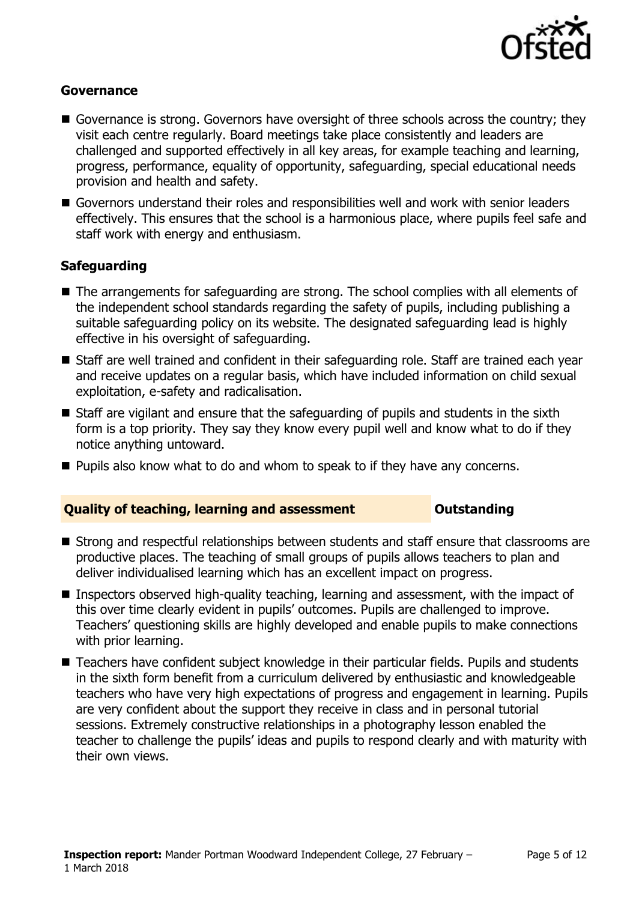### Governance

- Governance is strong. Governors have oversight of three schools across the country; they visit each centre regularly. Board meetings take place consistently and leaders are challenged and supported effectively in all key areas, for example teaching and learning, progress, performance, equality of opportunity, safeguarding, special educational needs provision and health and safety.
- Governors understand their roles and responsibilities well and work with senior leaders effectively. This ensures that the school is a harmonious place, where pupils feel safe and staff work with energy and enthusiasm.

### Safeguarding

- The arrangements for safeguarding are strong. The school complies with all elements of the independent school standards regarding the safety of pupils, including publishing a suitable safeguarding policy on its website. The designated safeguarding lead is highly effective in his oversight of safeguarding.
- Staff are well trained and confident in their safeguarding role. Staff are trained each year and receive updates on a regular basis, which have included information on child sexual exploitation, e-safety and radicalisation.
- Staff are vigilant and ensure that the safeguarding of pupils and students in the sixth form is a top priority. They say they know every pupil well and know what to do if they notice anything untoward.
- Pupils also know what to do and whom to speak to if they have any concerns.

## Quality of teaching, learning and assessment — Outstanding

- Strong and respectful relationships between students and staff ensure that classrooms are productive places. The teaching of small groups of pupils allows teachers to plan and deliver individualised learning which has an excellent impact on progress.
- Inspectors observed high-quality teaching, learning and assessment, with the impact of this over time clearly evident in pupils' outcomes. Pupils are challenged to improve. Teachers' questioning skills are highly developed and enable pupils to make connections with prior learning.
- Teachers have confident subject knowledge in their particular fields. Pupils and students in the sixth form benefit from a curriculum delivered by enthusiastic and knowledgeable teachers who have very high expectations of progress and engagement in learning. Pupils are very confident about the support they receive in class and in personal tutorial sessions. Extremely constructive relationships in a photography lesson enabled the teacher to challenge the pupils' ideas and pupils to respond clearly and with maturity with their own views.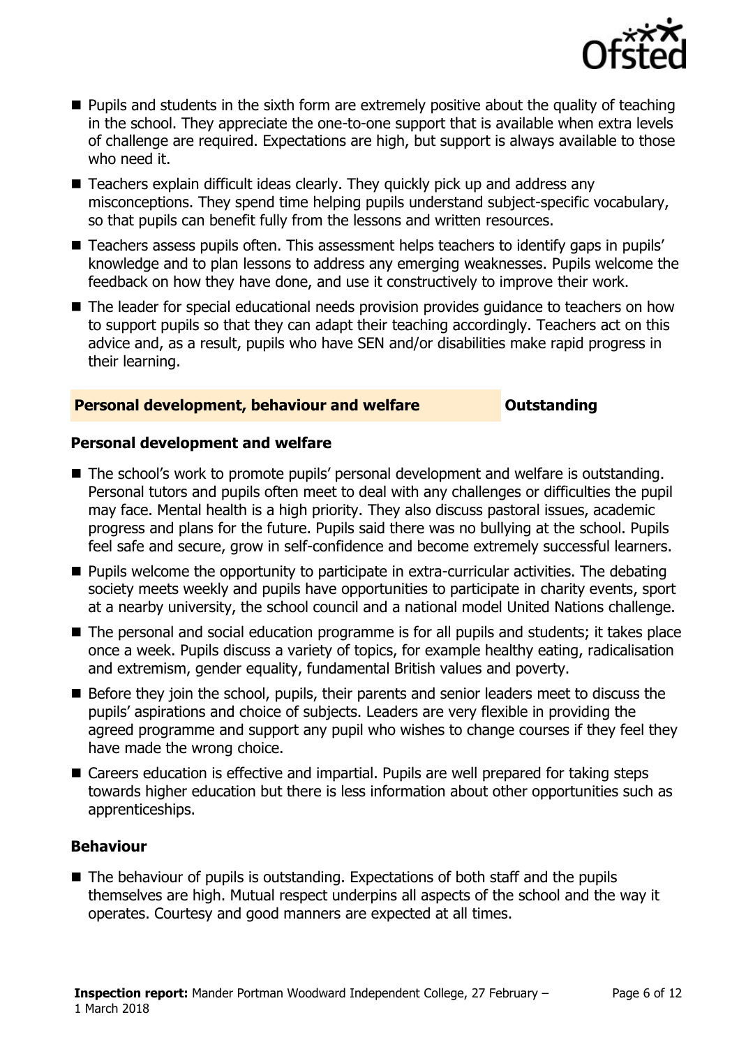- Pupils and students in the sixth form are extremely positive about the quality of teaching in the school. They appreciate the one-to-one support that is available when extra levels of challenge are required. Expectations are high, but support is always available to those who need it.
- Teachers explain difficult ideas clearly. They quickly pick up and address any misconceptions. They spend time helping pupils understand subject-specific vocabulary, so that pupils can benefit fully from the lessons and written resources.
- Teachers assess pupils often. This assessment helps teachers to identify gaps in pupils' knowledge and to plan lessons to address any emerging weaknesses. Pupils welcome the feedback on how they have done, and use it constructively to improve their work.
- The leader for special educational needs provision provides guidance to teachers on how to support pupils so that they can adapt their teaching accordingly. Teachers act on this advice and, as a result, pupils who have SEN and/or disabilities make rapid progress in their learning.

## Personal development, behaviour and welfare — Outstanding

### Personal development and welfare

- The school's work to promote pupils' personal development and welfare is outstanding. Personal tutors and pupils often meet to deal with any challenges or difficulties the pupil may face. Mental health is a high priority. They also discuss pastoral issues, academic progress and plans for the future. Pupils said there was no bullying at the school. Pupils feel safe and secure, grow in self-confidence and become extremely successful learners.
- Pupils welcome the opportunity to participate in extra-curricular activities. The debating society meets weekly and pupils have opportunities to participate in charity events, sport at a nearby university, the school council and a national model United Nations challenge.
- The personal and social education programme is for all pupils and students; it takes place once a week. Pupils discuss a variety of topics, for example healthy eating, radicalisation and extremism, gender equality, fundamental British values and poverty.
- Before they join the school, pupils, their parents and senior leaders meet to discuss the pupils' aspirations and choice of subjects. Leaders are very flexible in providing the agreed programme and support any pupil who wishes to change courses if they feel they have made the wrong choice.
- Careers education is effective and impartial. Pupils are well prepared for taking steps towards higher education but there is less information about other opportunities such as apprenticeships.

### Behaviour

- The behaviour of pupils is outstanding. Expectations of both staff and the pupils themselves are high. Mutual respect underpins all aspects of the school and the way it operates. Courtesy and good manners are expected at all times.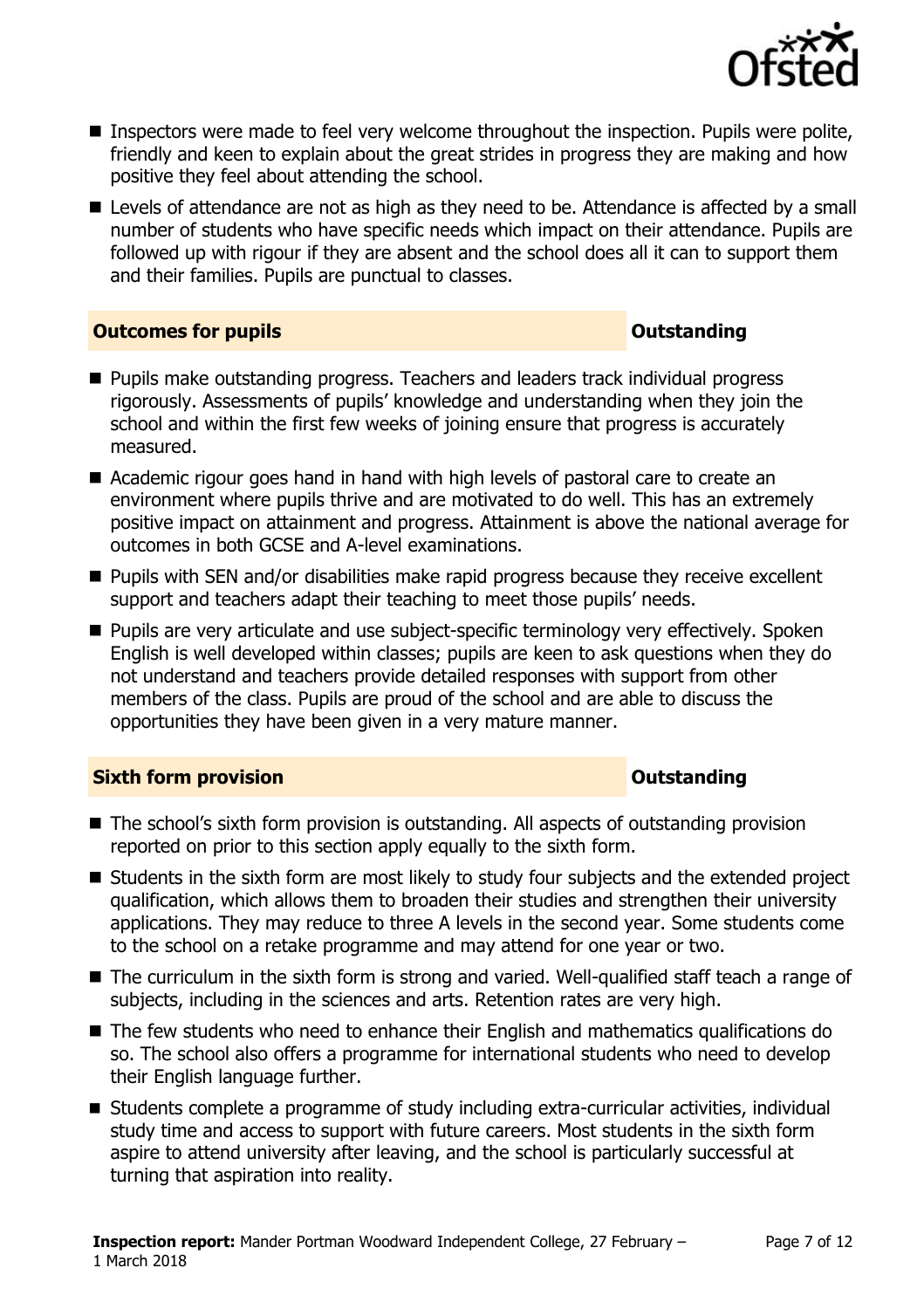- Inspectors were made to feel very welcome throughout the inspection. Pupils were polite, friendly and keen to explain about the great strides in progress they are making and how positive they feel about attending the school.
- Levels of attendance are not as high as they need to be. Attendance is affected by a small number of students who have specific needs which impact on their attendance. Pupils are followed up with rigour if they are absent and the school does all it can to support them and their families. Pupils are punctual to classes.

## Outcomes for pupils — Outstanding

- Pupils make outstanding progress. Teachers and leaders track individual progress rigorously. Assessments of pupils' knowledge and understanding when they join the school and within the first few weeks of joining ensure that progress is accurately measured.
- Academic rigour goes hand in hand with high levels of pastoral care to create an environment where pupils thrive and are motivated to do well. This has an extremely positive impact on attainment and progress. Attainment is above the national average for outcomes in both GCSE and A-level examinations.
- Pupils with SEN and/or disabilities make rapid progress because they receive excellent support and teachers adapt their teaching to meet those pupils' needs.
- Pupils are very articulate and use subject-specific terminology very effectively. Spoken English is well developed within classes; pupils are keen to ask questions when they do not understand and teachers provide detailed responses with support from other members of the class. Pupils are proud of the school and are able to discuss the opportunities they have been given in a very mature manner.

## Sixth form provision — Outstanding

- The school's sixth form provision is outstanding. All aspects of outstanding provision reported on prior to this section apply equally to the sixth form.
- Students in the sixth form are most likely to study four subjects and the extended project qualification, which allows them to broaden their studies and strengthen their university applications. They may reduce to three A levels in the second year. Some students come to the school on a retake programme and may attend for one year or two.
- The curriculum in the sixth form is strong and varied. Well-qualified staff teach a range of subjects, including in the sciences and arts. Retention rates are very high.
- The few students who need to enhance their English and mathematics qualifications do so. The school also offers a programme for international students who need to develop their English language further.
- Students complete a programme of study including extra-curricular activities, individual study time and access to support with future careers. Most students in the sixth form aspire to attend university after leaving, and the school is particularly successful at turning that aspiration into reality.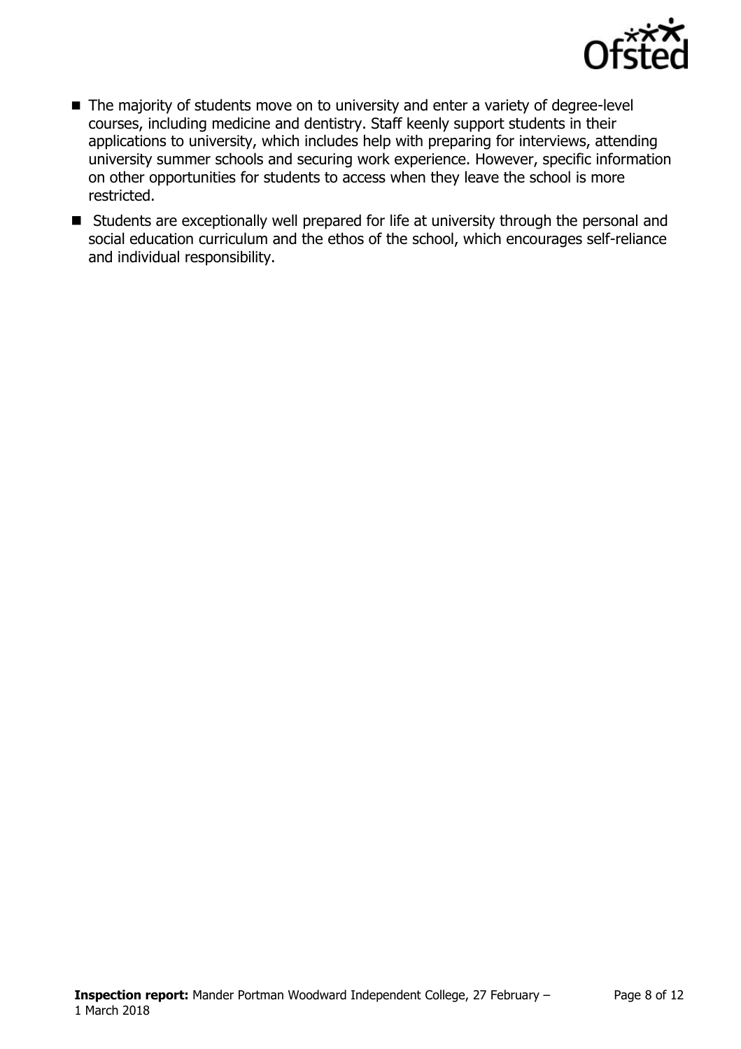- The majority of students move on to university and enter a variety of degree-level courses, including medicine and dentistry. Staff keenly support students in their applications to university, which includes help with preparing for interviews, attending university summer schools and securing work experience. However, specific information on other opportunities for students to access when they leave the school is more restricted.
- Students are exceptionally well prepared for life at university through the personal and social education curriculum and the ethos of the school, which encourages self-reliance and individual responsibility.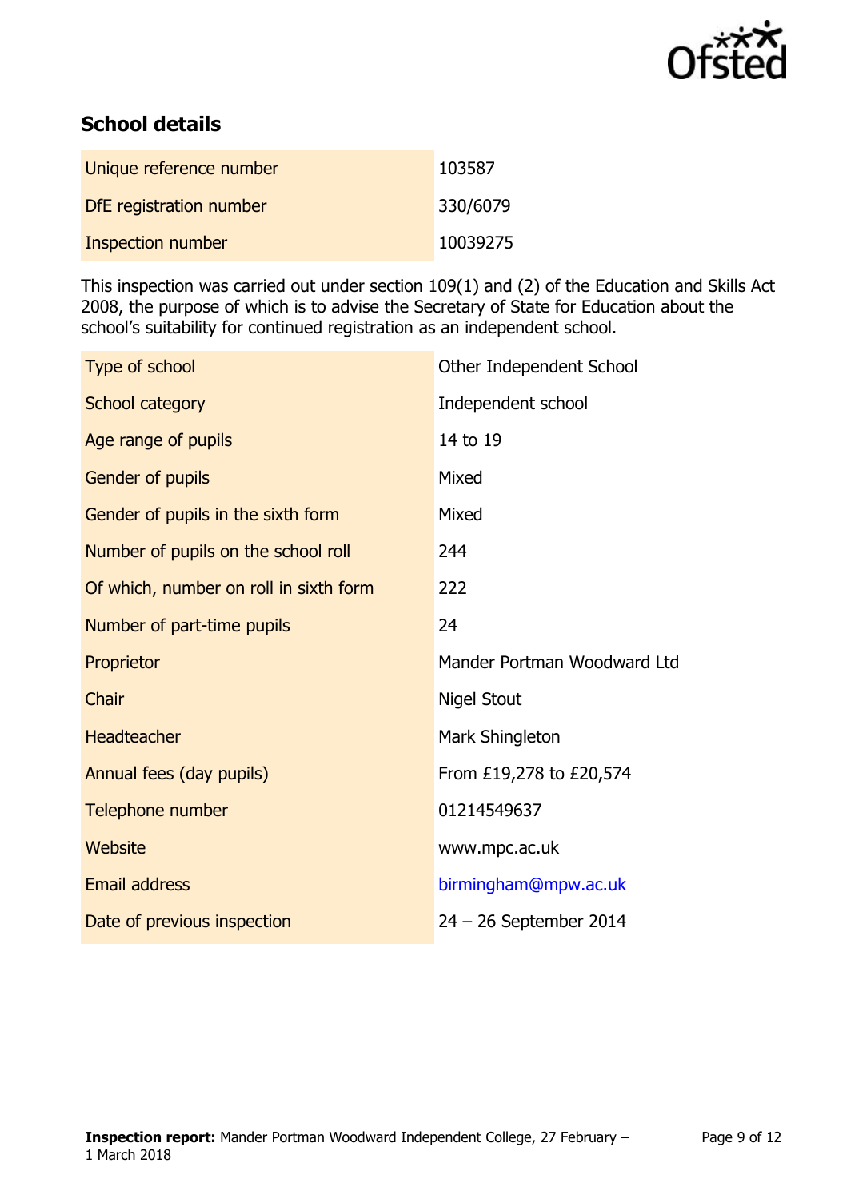## School details

| | |
|---|---|
| Unique reference number | 103587 |
| DfE registration number | 330/6079 |
| Inspection number | 10039275 |

This inspection was carried out under section 109(1) and (2) of the Education and Skills Act 2008, the purpose of which is to advise the Secretary of State for Education about the school's suitability for continued registration as an independent school.

| | |
|---|---|
| Type of school | Other Independent School |
| School category | Independent school |
| Age range of pupils | 14 to 19 |
| Gender of pupils | Mixed |
| Gender of pupils in the sixth form | Mixed |
| Number of pupils on the school roll | 244 |
| Of which, number on roll in sixth form | 222 |
| Number of part-time pupils | 24 |
| Proprietor | Mander Portman Woodward Ltd |
| Chair | Nigel Stout |
| Headteacher | Mark Shingleton |
| Annual fees (day pupils) | From £19,278 to £20,574 |
| Telephone number | 01214549637 |
| Website | www.mpc.ac.uk |
| Email address | birmingham@mpw.ac.uk |
| Date of previous inspection | 24 – 26 September 2014 |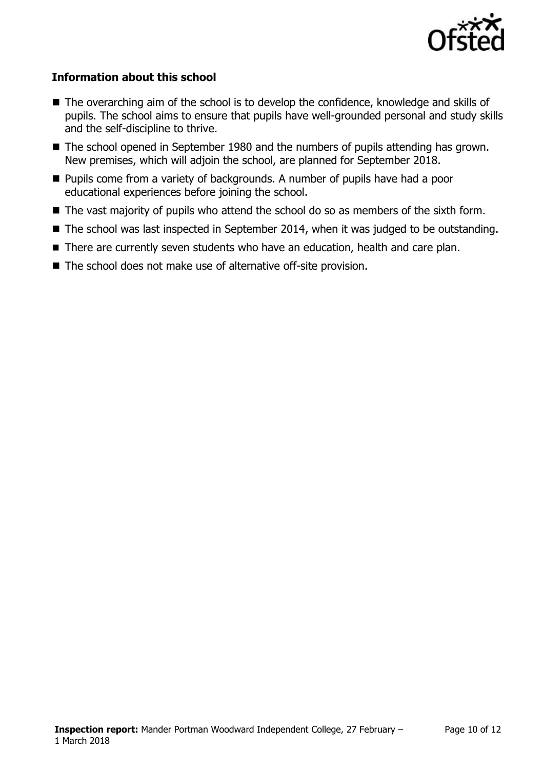### Information about this school

- The overarching aim of the school is to develop the confidence, knowledge and skills of pupils. The school aims to ensure that pupils have well-grounded personal and study skills and the self-discipline to thrive.
- The school opened in September 1980 and the numbers of pupils attending has grown. New premises, which will adjoin the school, are planned for September 2018.
- Pupils come from a variety of backgrounds. A number of pupils have had a poor educational experiences before joining the school.
- The vast majority of pupils who attend the school do so as members of the sixth form.
- The school was last inspected in September 2014, when it was judged to be outstanding.
- There are currently seven students who have an education, health and care plan.
- The school does not make use of alternative off-site provision.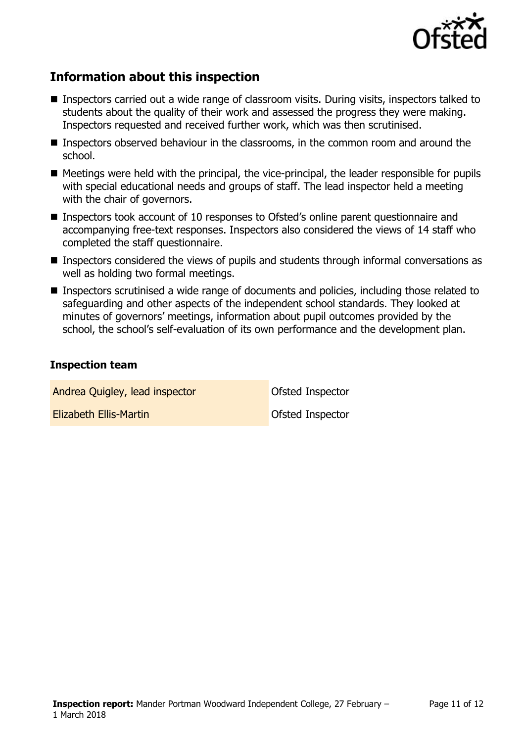## Information about this inspection

- Inspectors carried out a wide range of classroom visits. During visits, inspectors talked to students about the quality of their work and assessed the progress they were making. Inspectors requested and received further work, which was then scrutinised.
- Inspectors observed behaviour in the classrooms, in the common room and around the school.
- Meetings were held with the principal, the vice-principal, the leader responsible for pupils with special educational needs and groups of staff. The lead inspector held a meeting with the chair of governors.
- Inspectors took account of 10 responses to Ofsted's online parent questionnaire and accompanying free-text responses. Inspectors also considered the views of 14 staff who completed the staff questionnaire.
- Inspectors considered the views of pupils and students through informal conversations as well as holding two formal meetings.
- Inspectors scrutinised a wide range of documents and policies, including those related to safeguarding and other aspects of the independent school standards. They looked at minutes of governors' meetings, information about pupil outcomes provided by the school, the school's self-evaluation of its own performance and the development plan.

### Inspection team

| | |
|---|---|
| Andrea Quigley, lead inspector | Ofsted Inspector |
| Elizabeth Ellis-Martin | Ofsted Inspector |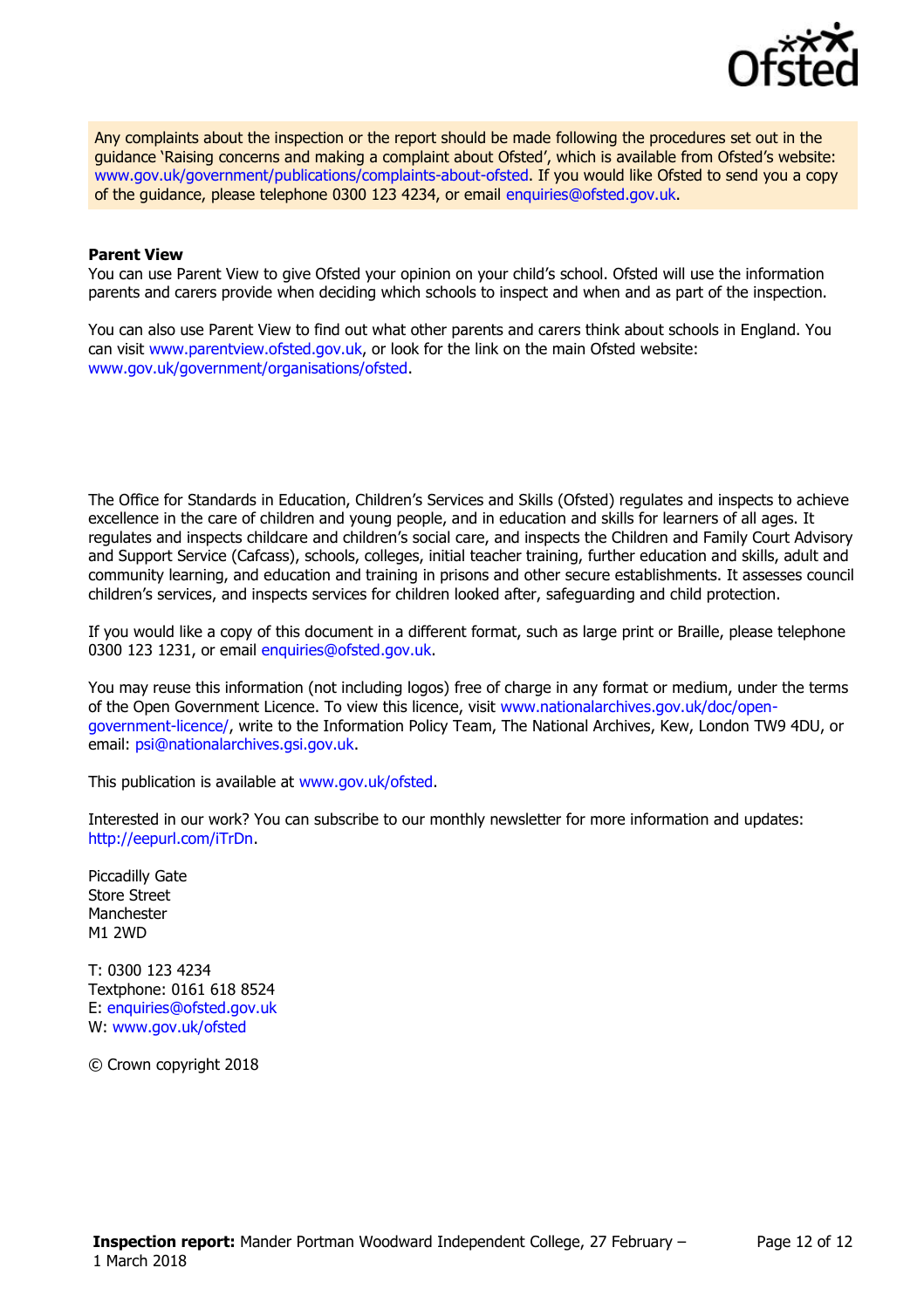Any complaints about the inspection or the report should be made following the procedures set out in the guidance 'Raising concerns and making a complaint about Ofsted', which is available from Ofsted's website: www.gov.uk/government/publications/complaints-about-ofsted. If you would like Ofsted to send you a copy of the guidance, please telephone 0300 123 4234, or email enquiries@ofsted.gov.uk.

**Parent View**

You can use Parent View to give Ofsted your opinion on your child's school. Ofsted will use the information parents and carers provide when deciding which schools to inspect and when and as part of the inspection.

You can also use Parent View to find out what other parents and carers think about schools in England. You can visit www.parentview.ofsted.gov.uk, or look for the link on the main Ofsted website: www.gov.uk/government/organisations/ofsted.

The Office for Standards in Education, Children's Services and Skills (Ofsted) regulates and inspects to achieve excellence in the care of children and young people, and in education and skills for learners of all ages. It regulates and inspects childcare and children's social care, and inspects the Children and Family Court Advisory and Support Service (Cafcass), schools, colleges, initial teacher training, further education and skills, adult and community learning, and education and training in prisons and other secure establishments. It assesses council children's services, and inspects services for children looked after, safeguarding and child protection.

If you would like a copy of this document in a different format, such as large print or Braille, please telephone 0300 123 1231, or email enquiries@ofsted.gov.uk.

You may reuse this information (not including logos) free of charge in any format or medium, under the terms of the Open Government Licence. To view this licence, visit www.nationalarchives.gov.uk/doc/open-government-licence/, write to the Information Policy Team, The National Archives, Kew, London TW9 4DU, or email: psi@nationalarchives.gsi.gov.uk.

This publication is available at www.gov.uk/ofsted.

Interested in our work? You can subscribe to our monthly newsletter for more information and updates: http://eepurl.com/iTrDn.

Piccadilly Gate
Store Street
Manchester
M1 2WD

T: 0300 123 4234
Textphone: 0161 618 8524
E: enquiries@ofsted.gov.uk
W: www.gov.uk/ofsted

© Crown copyright 2018